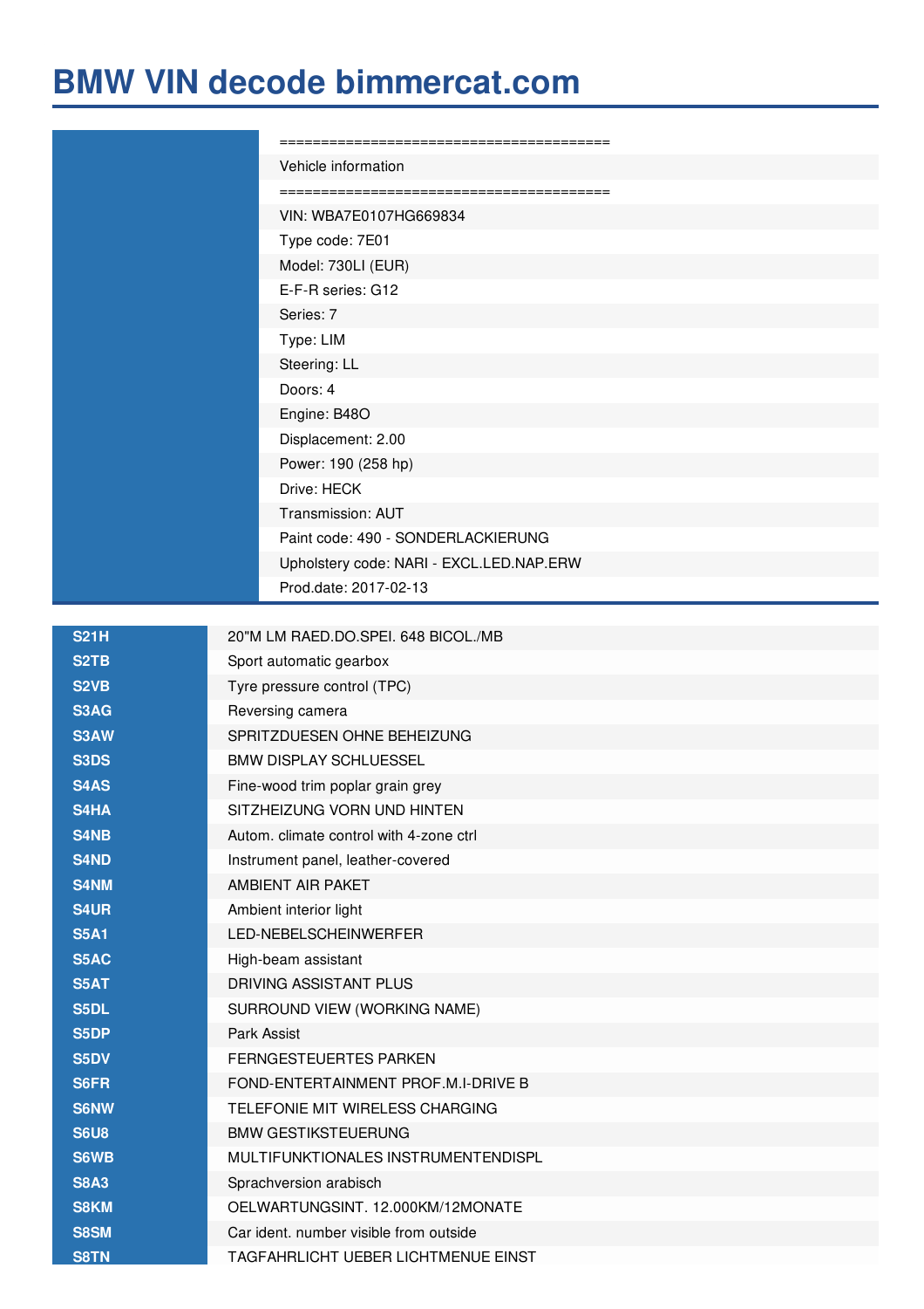# BMW VIN decode bimmercat.com

| | |
|---|---|
| | ======================================== |
| | Vehicle information |
| | ======================================== |
| | VIN: WBA7E0107HG669834 |
| | Type code: 7E01 |
| | Model: 730LI (EUR) |
| | E-F-R series: G12 |
| | Series: 7 |
| | Type: LIM |
| | Steering: LL |
| | Doors: 4 |
| | Engine: B48O |
| | Displacement: 2.00 |
| | Power: 190 (258 hp) |
| | Drive: HECK |
| | Transmission: AUT |
| | Paint code: 490 - SONDERLACKIERUNG |
| | Upholstery code: NARI - EXCL.LED.NAP.ERW |
| | Prod.date: 2017-02-13 |

| | |
|---|---|
| **S21H** | 20"M LM RAED.DO.SPEI. 648 BICOL./MB |
| **S2TB** | Sport automatic gearbox |
| **S2VB** | Tyre pressure control (TPC) |
| **S3AG** | Reversing camera |
| **S3AW** | SPRITZDUESEN OHNE BEHEIZUNG |
| **S3DS** | BMW DISPLAY SCHLUESSEL |
| **S4AS** | Fine-wood trim poplar grain grey |
| **S4HA** | SITZHEIZUNG VORN UND HINTEN |
| **S4NB** | Autom. climate control with 4-zone ctrl |
| **S4ND** | Instrument panel, leather-covered |
| **S4NM** | AMBIENT AIR PAKET |
| **S4UR** | Ambient interior light |
| **S5A1** | LED-NEBELSCHEINWERFER |
| **S5AC** | High-beam assistant |
| **S5AT** | DRIVING ASSISTANT PLUS |
| **S5DL** | SURROUND VIEW (WORKING NAME) |
| **S5DP** | Park Assist |
| **S5DV** | FERNGESTEUERTES PARKEN |
| **S6FR** | FOND-ENTERTAINMENT PROF.M.I-DRIVE B |
| **S6NW** | TELEFONIE MIT WIRELESS CHARGING |
| **S6U8** | BMW GESTIKSTEUERUNG |
| **S6WB** | MULTIFUNKTIONALES INSTRUMENTENDISPL |
| **S8A3** | Sprachversion arabisch |
| **S8KM** | OELWARTUNGSINT. 12.000KM/12MONATE |
| **S8SM** | Car ident. number visible from outside |
| **S8TN** | TAGFAHRLICHT UEBER LICHTMENUE EINST |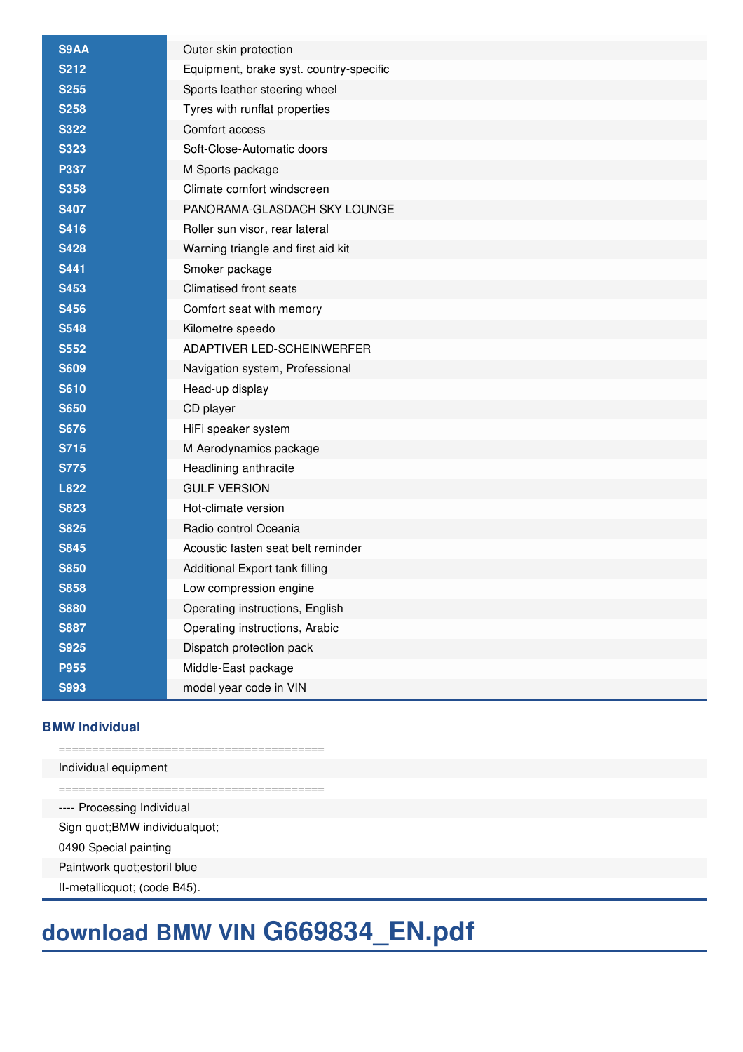| | |
|---|---|
| S9AA | Outer skin protection |
| S212 | Equipment, brake syst. country-specific |
| S255 | Sports leather steering wheel |
| S258 | Tyres with runflat properties |
| S322 | Comfort access |
| S323 | Soft-Close-Automatic doors |
| P337 | M Sports package |
| S358 | Climate comfort windscreen |
| S407 | PANORAMA-GLASDACH SKY LOUNGE |
| S416 | Roller sun visor, rear lateral |
| S428 | Warning triangle and first aid kit |
| S441 | Smoker package |
| S453 | Climatised front seats |
| S456 | Comfort seat with memory |
| S548 | Kilometre speedo |
| S552 | ADAPTIVER LED-SCHEINWERFER |
| S609 | Navigation system, Professional |
| S610 | Head-up display |
| S650 | CD player |
| S676 | HiFi speaker system |
| S715 | M Aerodynamics package |
| S775 | Headlining anthracite |
| L822 | GULF VERSION |
| S823 | Hot-climate version |
| S825 | Radio control Oceania |
| S845 | Acoustic fasten seat belt reminder |
| S850 | Additional Export tank filling |
| S858 | Low compression engine |
| S880 | Operating instructions, English |
| S887 | Operating instructions, Arabic |
| S925 | Dispatch protection pack |
| P955 | Middle-East package |
| S993 | model year code in VIN |

### BMW Individual

========================================

Individual equipment

========================================

---- Processing Individual

Sign quot;BMW individualquot;

0490 Special painting

Paintwork quot;estoril blue

II-metallicquot; (code B45).

# download BMW VIN G669834_EN.pdf